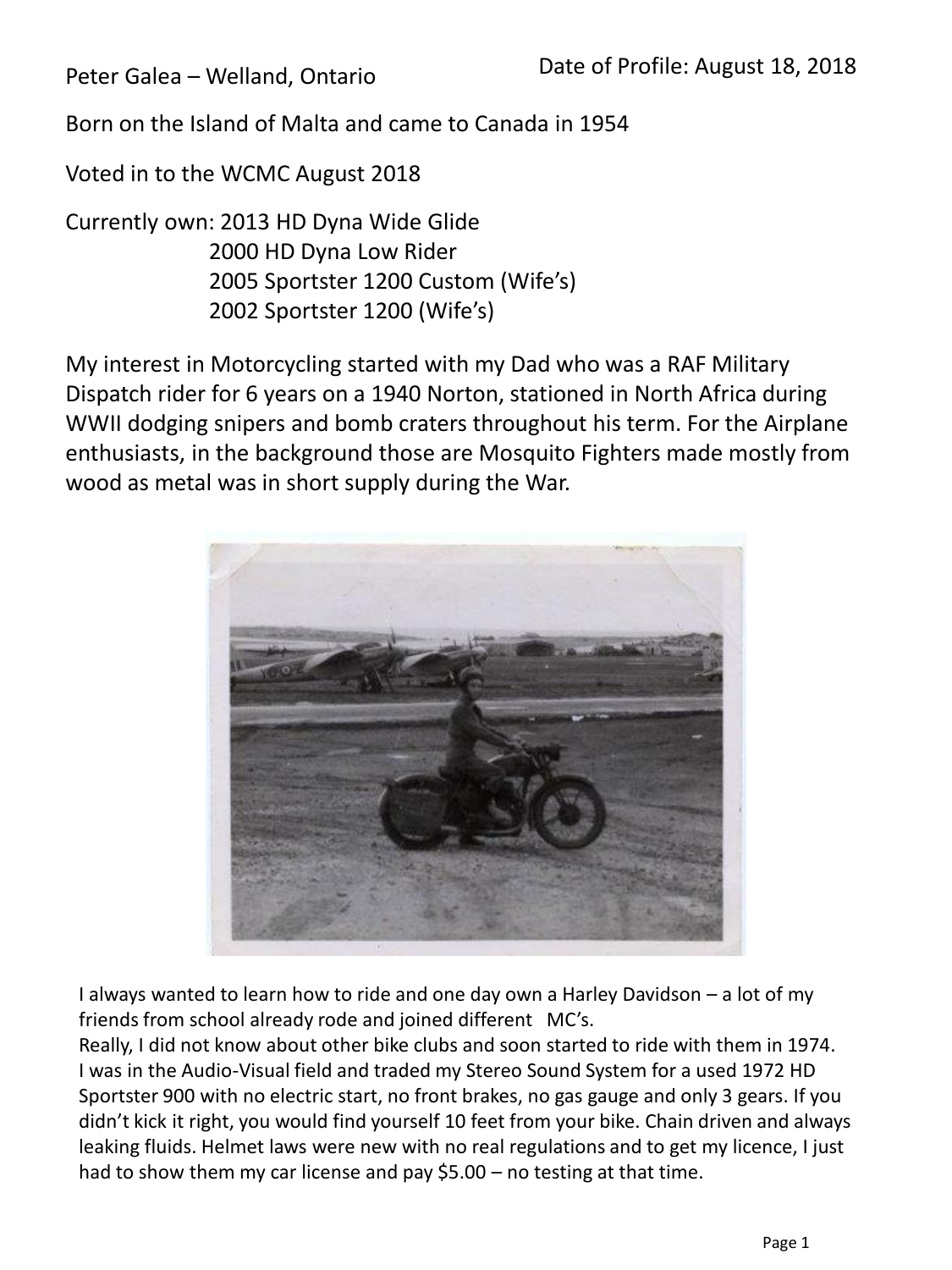Peter Galea – Welland, Ontario

Date of Profile: August 18, 2018

Born on the Island of Malta and came to Canada in 1954

Voted in to the WCMC August 2018

Currently own: 2013 HD Dyna Wide Glide
2000 HD Dyna Low Rider
2005 Sportster 1200 Custom (Wife's)
2002 Sportster 1200 (Wife's)

My interest in Motorcycling started with my Dad who was a RAF Military Dispatch rider for 6 years on a 1940 Norton, stationed in North Africa during WWII dodging snipers and bomb craters throughout his term. For the Airplane enthusiasts, in the background those are Mosquito Fighters made mostly from wood as metal was in short supply during the War.

I always wanted to learn how to ride and one day own a Harley Davidson – a lot of my friends from school already rode and joined different MC's.
Really, I did not know about other bike clubs and soon started to ride with them in 1974. I was in the Audio-Visual field and traded my Stereo Sound System for a used 1972 HD Sportster 900 with no electric start, no front brakes, no gas gauge and only 3 gears. If you didn't kick it right, you would find yourself 10 feet from your bike. Chain driven and always leaking fluids. Helmet laws were new with no real regulations and to get my licence, I just had to show them my car license and pay $5.00 – no testing at that time.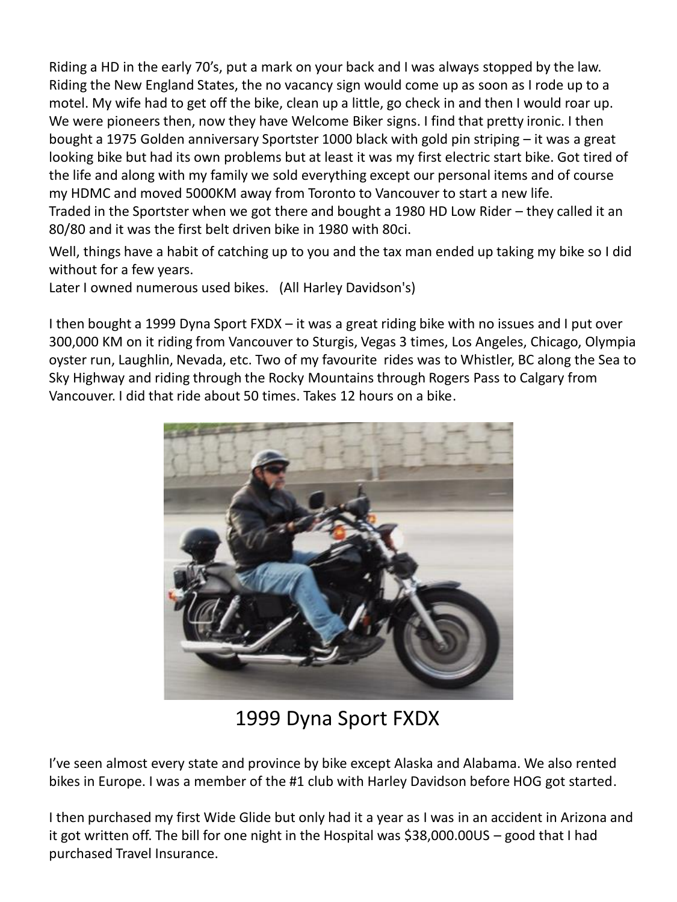Riding a HD in the early 70's, put a mark on your back and I was always stopped by the law. Riding the New England States, the no vacancy sign would come up as soon as I rode up to a motel. My wife had to get off the bike, clean up a little, go check in and then I would roar up. We were pioneers then, now they have Welcome Biker signs. I find that pretty ironic. I then bought a 1975 Golden anniversary Sportster 1000 black with gold pin striping – it was a great looking bike but had its own problems but at least it was my first electric start bike. Got tired of the life and along with my family we sold everything except our personal items and of course my HDMC and moved 5000KM away from Toronto to Vancouver to start a new life.
Traded in the Sportster when we got there and bought a 1980 HD Low Rider – they called it an 80/80 and it was the first belt driven bike in 1980 with 80ci.

Well, things have a habit of catching up to you and the tax man ended up taking my bike so I did without for a few years.
Later I owned numerous used bikes. (All Harley Davidson's)

I then bought a 1999 Dyna Sport FXDX – it was a great riding bike with no issues and I put over 300,000 KM on it riding from Vancouver to Sturgis, Vegas 3 times, Los Angeles, Chicago, Olympia oyster run, Laughlin, Nevada, etc. Two of my favourite rides was to Whistler, BC along the Sea to Sky Highway and riding through the Rocky Mountains through Rogers Pass to Calgary from Vancouver. I did that ride about 50 times. Takes 12 hours on a bike.

1999 Dyna Sport FXDX

I've seen almost every state and province by bike except Alaska and Alabama. We also rented bikes in Europe. I was a member of the #1 club with Harley Davidson before HOG got started.

I then purchased my first Wide Glide but only had it a year as I was in an accident in Arizona and it got written off. The bill for one night in the Hospital was $38,000.00US – good that I had purchased Travel Insurance.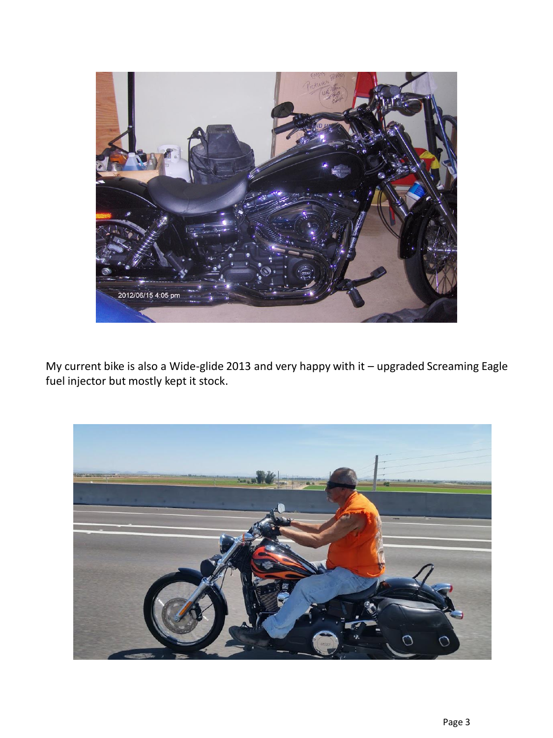My current bike is also a Wide-glide 2013 and very happy with it – upgraded Screaming Eagle fuel injector but mostly kept it stock.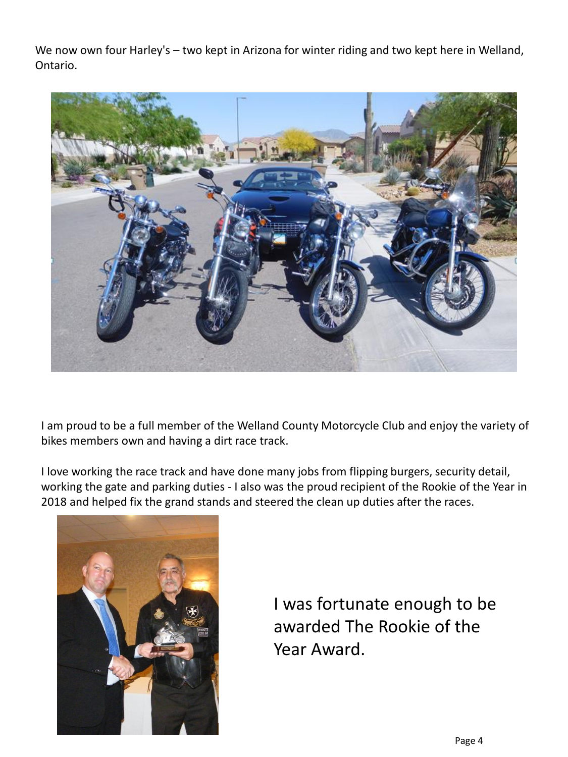We now own four Harley's – two kept in Arizona for winter riding and two kept here in Welland, Ontario.

I am proud to be a full member of the Welland County Motorcycle Club and enjoy the variety of bikes members own and having a dirt race track.

I love working the race track and have done many jobs from flipping burgers, security detail, working the gate and parking duties - I also was the proud recipient of the Rookie of the Year in 2018 and helped fix the grand stands and steered the clean up duties after the races.

I was fortunate enough to be awarded The Rookie of the Year Award.